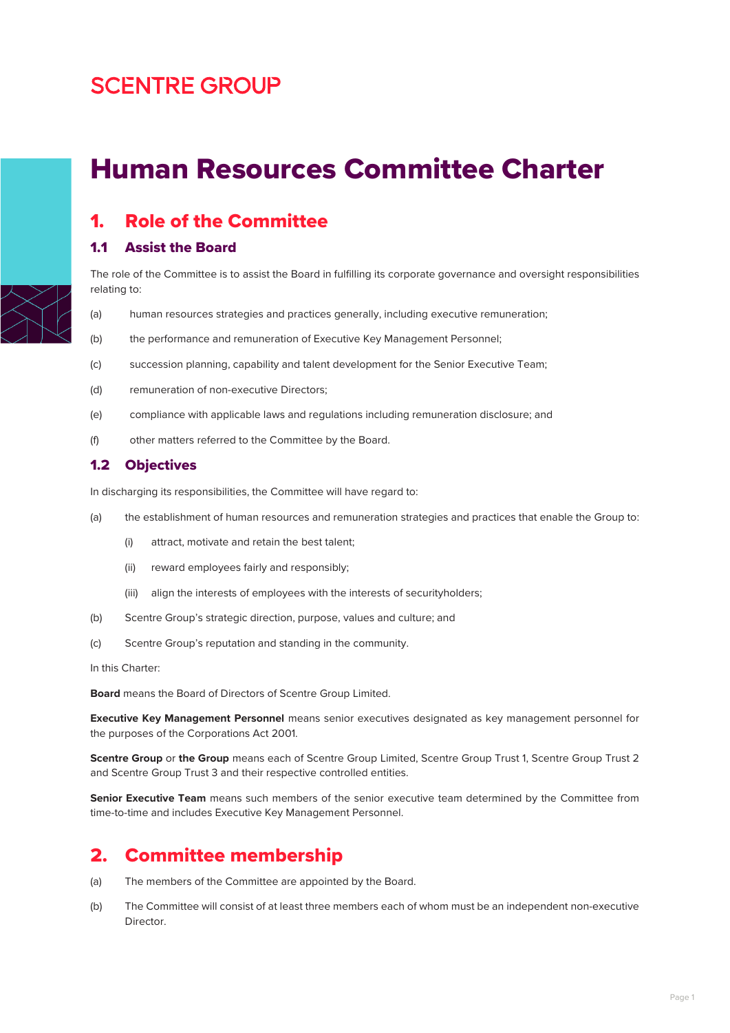SCENTRE GROUP

# Human Resources Committee Charter

## 1. Role of the Committee

### 1.1 Assist the Board

The role of the Committee is to assist the Board in fulfilling its corporate governance and oversight responsibilities relating to:

(a) human resources strategies and practices generally, including executive remuneration;

(b) the performance and remuneration of Executive Key Management Personnel;

(c) succession planning, capability and talent development for the Senior Executive Team;

(d) remuneration of non-executive Directors;

(e) compliance with applicable laws and regulations including remuneration disclosure; and

(f) other matters referred to the Committee by the Board.

### 1.2 Objectives

In discharging its responsibilities, the Committee will have regard to:

(a) the establishment of human resources and remuneration strategies and practices that enable the Group to:

  (i) attract, motivate and retain the best talent;

  (ii) reward employees fairly and responsibly;

  (iii) align the interests of employees with the interests of securityholders;

(b) Scentre Group's strategic direction, purpose, values and culture; and

(c) Scentre Group's reputation and standing in the community.

In this Charter:

**Board** means the Board of Directors of Scentre Group Limited.

**Executive Key Management Personnel** means senior executives designated as key management personnel for the purposes of the Corporations Act 2001.

**Scentre Group** or **the Group** means each of Scentre Group Limited, Scentre Group Trust 1, Scentre Group Trust 2 and Scentre Group Trust 3 and their respective controlled entities.

**Senior Executive Team** means such members of the senior executive team determined by the Committee from time-to-time and includes Executive Key Management Personnel.

## 2. Committee membership

(a) The members of the Committee are appointed by the Board.

(b) The Committee will consist of at least three members each of whom must be an independent non-executive Director.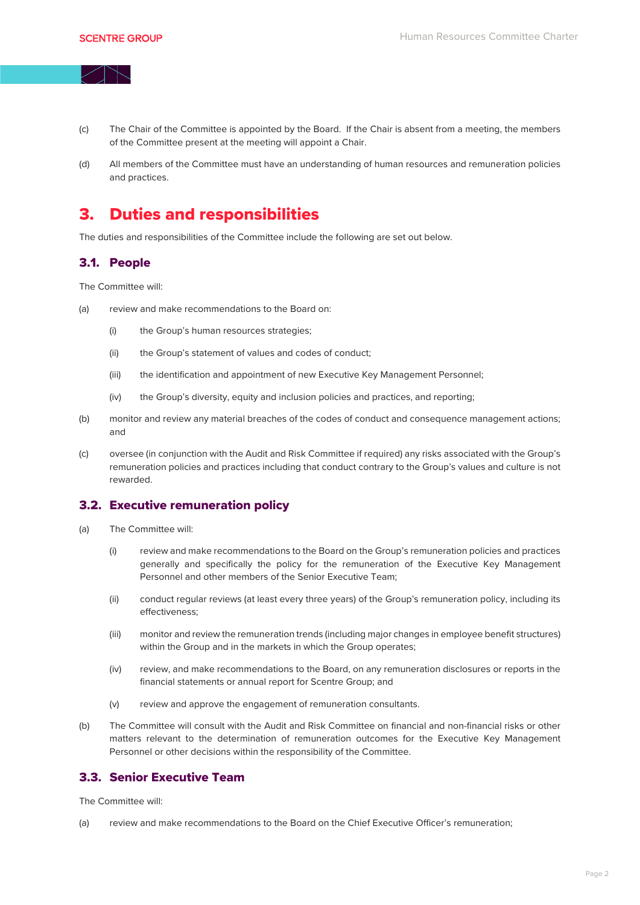(c) The Chair of the Committee is appointed by the Board. If the Chair is absent from a meeting, the members of the Committee present at the meeting will appoint a Chair.

(d) All members of the Committee must have an understanding of human resources and remuneration policies and practices.

# 3. Duties and responsibilities

The duties and responsibilities of the Committee include the following are set out below.

## 3.1. People

The Committee will:

(a) review and make recommendations to the Board on:

   (i) the Group's human resources strategies;

   (ii) the Group's statement of values and codes of conduct;

   (iii) the identification and appointment of new Executive Key Management Personnel;

   (iv) the Group's diversity, equity and inclusion policies and practices, and reporting;

(b) monitor and review any material breaches of the codes of conduct and consequence management actions; and

(c) oversee (in conjunction with the Audit and Risk Committee if required) any risks associated with the Group's remuneration policies and practices including that conduct contrary to the Group's values and culture is not rewarded.

## 3.2. Executive remuneration policy

(a) The Committee will:

   (i) review and make recommendations to the Board on the Group's remuneration policies and practices generally and specifically the policy for the remuneration of the Executive Key Management Personnel and other members of the Senior Executive Team;

   (ii) conduct regular reviews (at least every three years) of the Group's remuneration policy, including its effectiveness;

   (iii) monitor and review the remuneration trends (including major changes in employee benefit structures) within the Group and in the markets in which the Group operates;

   (iv) review, and make recommendations to the Board, on any remuneration disclosures or reports in the financial statements or annual report for Scentre Group; and

   (v) review and approve the engagement of remuneration consultants.

(b) The Committee will consult with the Audit and Risk Committee on financial and non-financial risks or other matters relevant to the determination of remuneration outcomes for the Executive Key Management Personnel or other decisions within the responsibility of the Committee.

## 3.3. Senior Executive Team

The Committee will:

(a) review and make recommendations to the Board on the Chief Executive Officer's remuneration;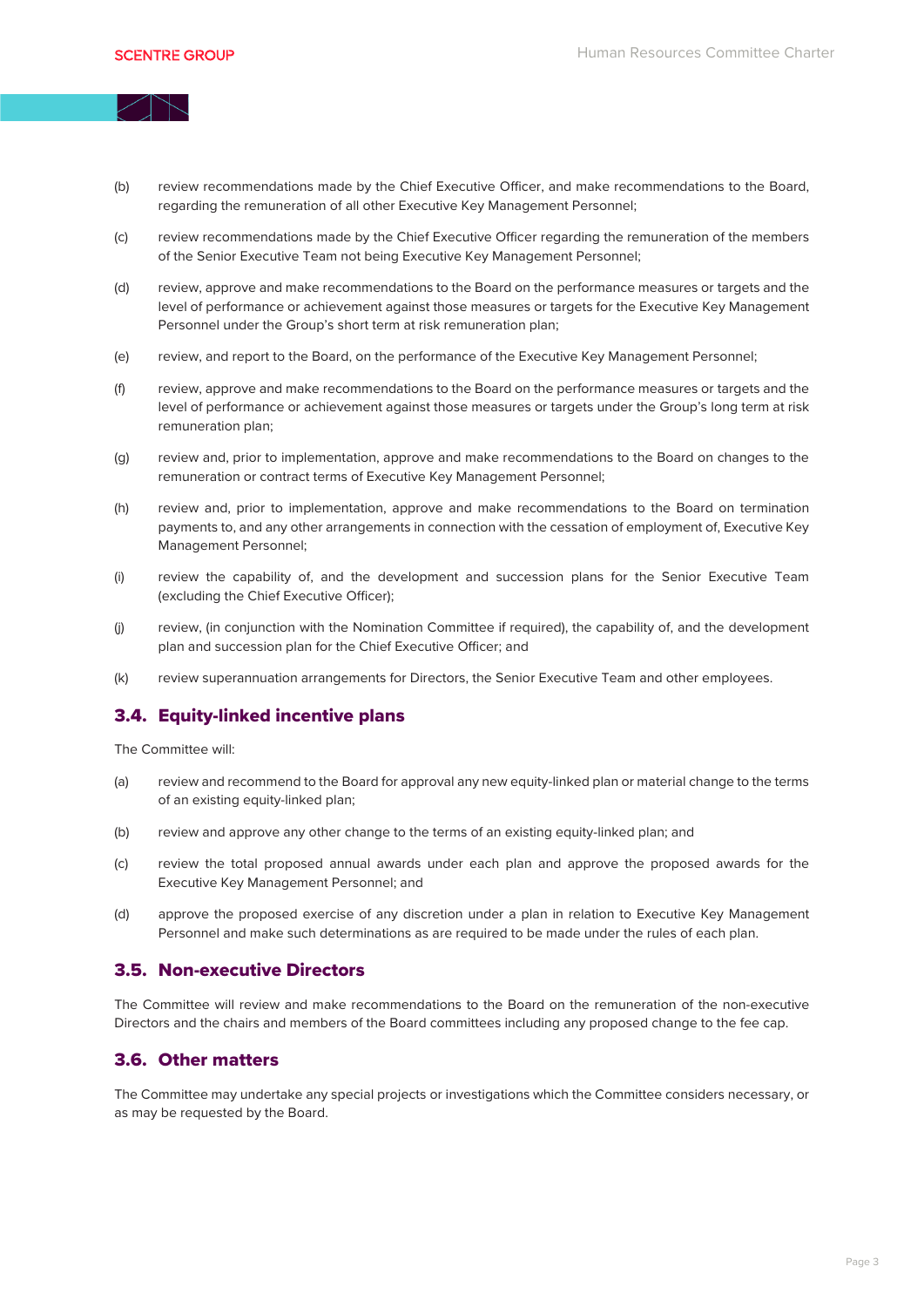(b) review recommendations made by the Chief Executive Officer, and make recommendations to the Board, regarding the remuneration of all other Executive Key Management Personnel;

(c) review recommendations made by the Chief Executive Officer regarding the remuneration of the members of the Senior Executive Team not being Executive Key Management Personnel;

(d) review, approve and make recommendations to the Board on the performance measures or targets and the level of performance or achievement against those measures or targets for the Executive Key Management Personnel under the Group's short term at risk remuneration plan;

(e) review, and report to the Board, on the performance of the Executive Key Management Personnel;

(f) review, approve and make recommendations to the Board on the performance measures or targets and the level of performance or achievement against those measures or targets under the Group's long term at risk remuneration plan;

(g) review and, prior to implementation, approve and make recommendations to the Board on changes to the remuneration or contract terms of Executive Key Management Personnel;

(h) review and, prior to implementation, approve and make recommendations to the Board on termination payments to, and any other arrangements in connection with the cessation of employment of, Executive Key Management Personnel;

(i) review the capability of, and the development and succession plans for the Senior Executive Team (excluding the Chief Executive Officer);

(j) review, (in conjunction with the Nomination Committee if required), the capability of, and the development plan and succession plan for the Chief Executive Officer; and

(k) review superannuation arrangements for Directors, the Senior Executive Team and other employees.

## 3.4. Equity-linked incentive plans

The Committee will:

(a) review and recommend to the Board for approval any new equity-linked plan or material change to the terms of an existing equity-linked plan;

(b) review and approve any other change to the terms of an existing equity-linked plan; and

(c) review the total proposed annual awards under each plan and approve the proposed awards for the Executive Key Management Personnel; and

(d) approve the proposed exercise of any discretion under a plan in relation to Executive Key Management Personnel and make such determinations as are required to be made under the rules of each plan.

## 3.5. Non-executive Directors

The Committee will review and make recommendations to the Board on the remuneration of the non-executive Directors and the chairs and members of the Board committees including any proposed change to the fee cap.

## 3.6. Other matters

The Committee may undertake any special projects or investigations which the Committee considers necessary, or as may be requested by the Board.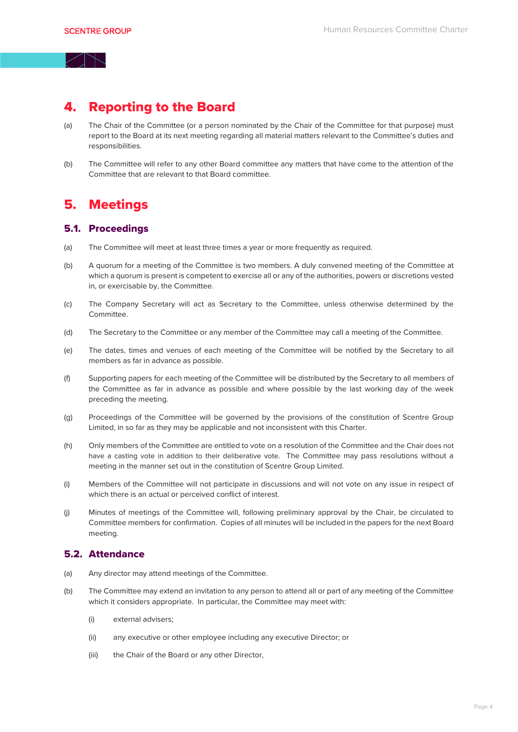# 4. Reporting to the Board

(a) The Chair of the Committee (or a person nominated by the Chair of the Committee for that purpose) must report to the Board at its next meeting regarding all material matters relevant to the Committee's duties and responsibilities.

(b) The Committee will refer to any other Board committee any matters that have come to the attention of the Committee that are relevant to that Board committee.

# 5. Meetings

## 5.1. Proceedings

(a) The Committee will meet at least three times a year or more frequently as required.

(b) A quorum for a meeting of the Committee is two members. A duly convened meeting of the Committee at which a quorum is present is competent to exercise all or any of the authorities, powers or discretions vested in, or exercisable by, the Committee.

(c) The Company Secretary will act as Secretary to the Committee, unless otherwise determined by the Committee.

(d) The Secretary to the Committee or any member of the Committee may call a meeting of the Committee.

(e) The dates, times and venues of each meeting of the Committee will be notified by the Secretary to all members as far in advance as possible.

(f) Supporting papers for each meeting of the Committee will be distributed by the Secretary to all members of the Committee as far in advance as possible and where possible by the last working day of the week preceding the meeting.

(g) Proceedings of the Committee will be governed by the provisions of the constitution of Scentre Group Limited, in so far as they may be applicable and not inconsistent with this Charter.

(h) Only members of the Committee are entitled to vote on a resolution of the Committee and the Chair does not have a casting vote in addition to their deliberative vote. The Committee may pass resolutions without a meeting in the manner set out in the constitution of Scentre Group Limited.

(i) Members of the Committee will not participate in discussions and will not vote on any issue in respect of which there is an actual or perceived conflict of interest.

(j) Minutes of meetings of the Committee will, following preliminary approval by the Chair, be circulated to Committee members for confirmation. Copies of all minutes will be included in the papers for the next Board meeting.

## 5.2. Attendance

(a) Any director may attend meetings of the Committee.

(b) The Committee may extend an invitation to any person to attend all or part of any meeting of the Committee which it considers appropriate. In particular, the Committee may meet with:

   (i) external advisers;

   (ii) any executive or other employee including any executive Director; or

   (iii) the Chair of the Board or any other Director,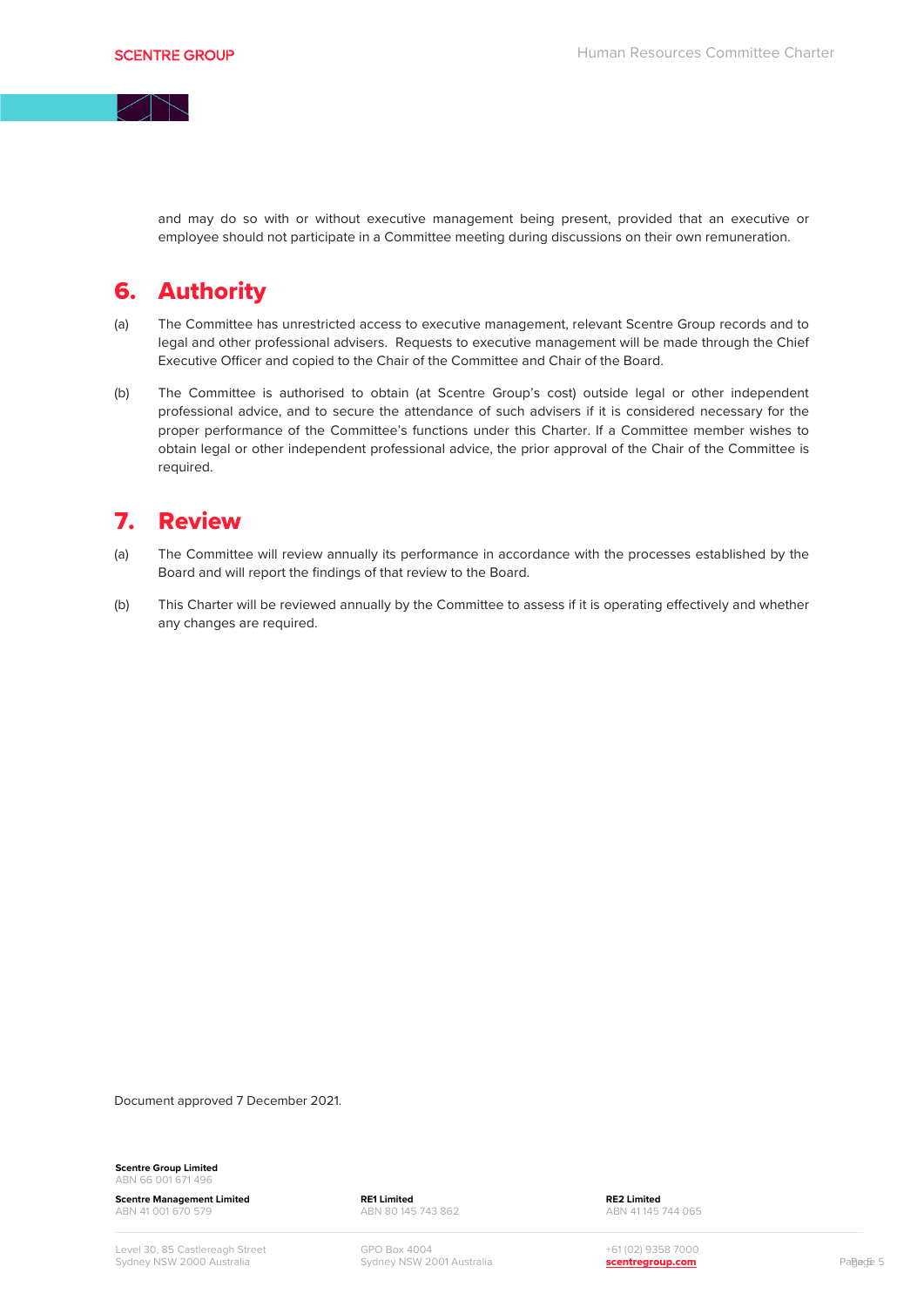and may do so with or without executive management being present, provided that an executive or employee should not participate in a Committee meeting during discussions on their own remuneration.

## 6. Authority

(a) The Committee has unrestricted access to executive management, relevant Scentre Group records and to legal and other professional advisers. Requests to executive management will be made through the Chief Executive Officer and copied to the Chair of the Committee and Chair of the Board.

(b) The Committee is authorised to obtain (at Scentre Group's cost) outside legal or other independent professional advice, and to secure the attendance of such advisers if it is considered necessary for the proper performance of the Committee's functions under this Charter. If a Committee member wishes to obtain legal or other independent professional advice, the prior approval of the Chair of the Committee is required.

## 7. Review

(a) The Committee will review annually its performance in accordance with the processes established by the Board and will report the findings of that review to the Board.

(b) This Charter will be reviewed annually by the Committee to assess if it is operating effectively and whether any changes are required.

Document approved 7 December 2021.